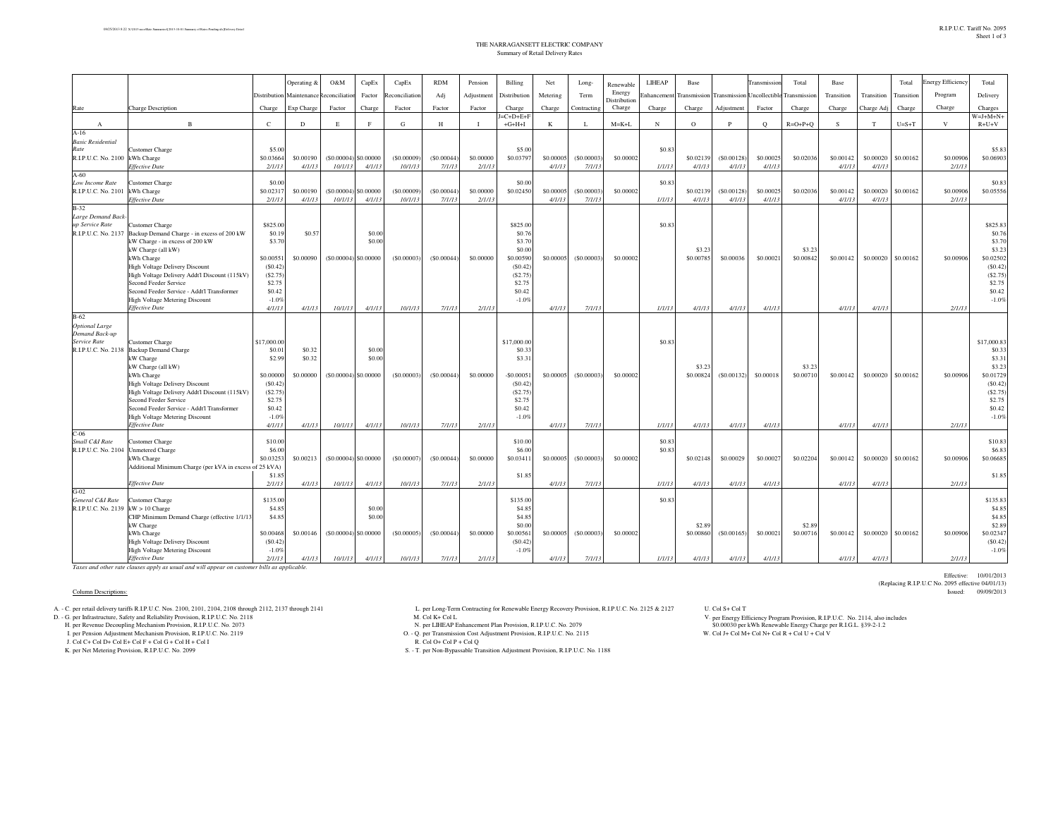# THE NARRAGANSETT ELECTRIC COMPANY

## Summary of Retail Delivery Rates

| Rate | Charge Description | Distribution Charge | Operating & Maintenance Exp Charge | O&M Reconciliation Factor | CapEx Factor Charge | CapEx Reconciliation Factor | RDM Adj Factor | Pension Adjustment Factor | Billing Distribution Charge | Net Metering Charge | Long-Term Contracting | Renewable Energy Distribution Charge | LIHEAP Enhancement Charge | Base Transmission Charge | Transmission Adjustment | Transmission Uncollectible Factor | Total Transmission Charge | Base Transition Charge | Transition Charge Adj | Total Transition Charge | Energy Efficiency Program Charge | Total Delivery Charges |
|---|---|---|---|---|---|---|---|---|---|---|---|---|---|---|---|---|---|---|---|---|---|---|
| A | B | C | D | E | F | G | H | I | J=C+D+E+F+G+H+I | K | L | M=K+L | N | O | P | Q | R=O+P+Q | S | T | U=S+T | V | W=J+M+N+R+U+V |
| A-16 | | | | | | | | | | | | | | | | | | | | | | |
| *Basic Residential Rate* | Customer Charge | $5.00 | | | | | | | $5.00 | | | | $0.83 | | | | | | | | | $5.83 |
| R.I.P.U.C. No. 2100 | kWh Charge | $0.03664 | $0.00190 | ($0.00004) | $0.00000 | ($0.00009) | ($0.00044) | $0.00000 | $0.03797 | $0.00005 | ($0.00003) | $0.00002 | | $0.02139 | ($0.00128) | $0.00025 | $0.02036 | $0.00142 | $0.00020 | $0.00162 | $0.00906 | $0.06903 |
| | *Effective Date* | *2/1/13* | *4/1/13* | *10/1/13* | *4/1/13* | *10/1/13* | *7/1/13* | *2/1/13* | | *4/1/13* | *7/1/13* | | *1/1/13* | *4/1/13* | *4/1/13* | *4/1/13* | | *4/1/13* | *4/1/13* | | *2/1/13* | |
| A-60 | | | | | | | | | | | | | | | | | | | | | | |
| *Low Income Rate* | Customer Charge | $0.00 | | | | | | | $0.00 | | | | $0.83 | | | | | | | | | $0.83 |
| R.I.P.U.C. No. 2101 | kWh Charge | $0.02317 | $0.00190 | ($0.00004) | $0.00000 | ($0.00009) | ($0.00044) | $0.00000 | $0.02450 | $0.00005 | ($0.00003) | $0.00002 | | $0.02139 | ($0.00128) | $0.00025 | $0.02036 | $0.00142 | $0.00020 | $0.00162 | $0.00906 | $0.05556 |
| | *Effective Date* | *2/1/13* | *4/1/13* | *10/1/13* | *4/1/13* | *10/1/13* | *7/1/13* | *2/1/13* | | *4/1/13* | *7/1/13* | | *1/1/13* | *4/1/13* | *4/1/13* | *4/1/13* | | *4/1/13* | *4/1/13* | | *2/1/13* | |
| B-32 | | | | | | | | | | | | | | | | | | | | | | |
| *Large Demand Back-up Service Rate* | Customer Charge | $825.00 | | | | | | | $825.00 | | | | $0.83 | | | | | | | | | $825.83 |
| R.I.P.U.C. No. 2137 | Backup Demand Charge - in excess of 200 kW | $0.19 | $0.57 | | $0.00 | | | | $0.76 | | | | | | | | | | | | | $0.76 |
| | kW Charge - in excess of 200 kW | $3.70 | | | $0.00 | | | | $3.70 | | | | | | | | | | | | | $3.70 |
| | kW Charge (all kW) | | | | | | | | $0.00 | | | | | $3.23 | | | $3.23 | | | | | $3.23 |
| | kWh Charge | $0.00551 | $0.00090 | ($0.00004) | $0.00000 | ($0.00003) | ($0.00044) | $0.00000 | $0.00590 | $0.00005 | ($0.00003) | $0.00002 | | $0.00785 | $0.00036 | $0.00021 | $0.00842 | $0.00142 | $0.00020 | $0.00162 | $0.00906 | $0.02502 |
| | High Voltage Delivery Discount | ($0.42) | | | | | | | ($0.42) | | | | | | | | | | | | | ($0.42) |
| | High Voltage Delivery Addt'l Discount (115kV) | ($2.75) | | | | | | | ($2.75) | | | | | | | | | | | | | ($2.75) |
| | Second Feeder Service | $2.75 | | | | | | | $2.75 | | | | | | | | | | | | | $2.75 |
| | Second Feeder Service - Addt'l Transformer | $0.42 | | | | | | | $0.42 | | | | | | | | | | | | | $0.42 |
| | High Voltage Metering Discount | -1.0% | | | | | | | -1.0% | | | | | | | | | | | | | -1.0% |
| | *Effective Date* | *4/1/13* | *4/1/13* | *10/1/13* | *4/1/13* | *10/1/13* | *7/1/13* | *2/1/13* | | *4/1/13* | *7/1/13* | | *1/1/13* | *4/1/13* | *4/1/13* | *4/1/13* | | *4/1/13* | *4/1/13* | | *2/1/13* | |
| B-62 | | | | | | | | | | | | | | | | | | | | | | |
| *Optional Large Demand Back-up Service Rate* | Customer Charge | $17,000.00 | | | | | | | $17,000.00 | | | | $0.83 | | | | | | | | | $17,000.83 |
| R.I.P.U.C. No. 2138 | Backup Demand Charge | $0.01 | $0.32 | | $0.00 | | | | $0.33 | | | | | | | | | | | | | $0.33 |
| | kW Charge | $2.99 | $0.32 | | $0.00 | | | | $3.31 | | | | | | | | | | | | | $3.31 |
| | kW Charge (all kW) | | | | | | | | | | | | | $3.23 | | | $3.23 | | | | | $3.23 |
| | kWh Charge | $0.00000 | $0.00000 | ($0.00004) | $0.00000 | ($0.00003) | ($0.00044) | $0.00000 | -$0.00051 | $0.00005 | ($0.00003) | $0.00002 | | $0.00824 | ($0.00132) | $0.00018 | $0.00710 | $0.00142 | $0.00020 | $0.00162 | $0.00906 | $0.01729 |
| | High Voltage Delivery Discount | ($0.42) | | | | | | | ($0.42) | | | | | | | | | | | | | ($0.42) |
| | High Voltage Delivery Addt'l Discount (115kV) | ($2.75) | | | | | | | ($2.75) | | | | | | | | | | | | | ($2.75) |
| | Second Feeder Service | $2.75 | | | | | | | $2.75 | | | | | | | | | | | | | $2.75 |
| | Second Feeder Service - Addt'l Transformer | $0.42 | | | | | | | $0.42 | | | | | | | | | | | | | $0.42 |
| | High Voltage Metering Discount | -1.0% | | | | | | | -1.0% | | | | | | | | | | | | | -1.0% |
| | *Effective Date* | *4/1/13* | *4/1/13* | *10/1/13* | *4/1/13* | *10/1/13* | *7/1/13* | *2/1/13* | | *4/1/13* | *7/1/13* | | *1/1/13* | *4/1/13* | *4/1/13* | *4/1/13* | | *4/1/13* | *4/1/13* | | *2/1/13* | |
| C-06 | | | | | | | | | | | | | | | | | | | | | | |
| *Small C&I Rate* | Customer Charge | $10.00 | | | | | | | $10.00 | | | | $0.83 | | | | | | | | | $10.83 |
| R.I.P.U.C. No. 2104 | Unmetered Charge | $6.00 | | | | | | | $6.00 | | | | $0.83 | | | | | | | | | $6.83 |
| | kWh Charge | $0.03253 | $0.00213 | ($0.00004) | $0.00000 | ($0.00007) | ($0.00044) | $0.00000 | $0.03411 | $0.00005 | ($0.00003) | $0.00002 | | $0.02148 | $0.00029 | $0.00027 | $0.02204 | $0.00142 | $0.00020 | $0.00162 | $0.00906 | $0.06685 |
| | Additional Minimum Charge (per kVA in excess of 25 kVA) | $1.85 | | | | | | | $1.85 | | | | | | | | | | | | | $1.85 |
| | *Effective Date* | *2/1/13* | *4/1/13* | *10/1/13* | *4/1/13* | *10/1/13* | *7/1/13* | *2/1/13* | | *4/1/13* | *7/1/13* | | *1/1/13* | *4/1/13* | *4/1/13* | *4/1/13* | | *4/1/13* | *4/1/13* | | *2/1/13* | |
| G-02 | | | | | | | | | | | | | | | | | | | | | | |
| *General C&I Rate* | Customer Charge | $135.00 | | | | | | | $135.00 | | | | $0.83 | | | | | | | | | $135.83 |
| R.I.P.U.C. No. 2139 | kW > 10 Charge | $4.85 | | | $0.00 | | | | $4.85 | | | | | | | | | | | | | $4.85 |
| | CHP Minimum Demand Charge (effective 1/1/13) | $4.85 | | | $0.00 | | | | $4.85 | | | | | | | | | | | | | $4.85 |
| | kW Charge | | | | | | | | $0.00 | | | | | $2.89 | | | $2.89 | | | | | $2.89 |
| | kWh Charge | $0.00468 | $0.00146 | ($0.00004) | $0.00000 | ($0.00005) | ($0.00044) | $0.00000 | $0.00561 | $0.00005 | ($0.00003) | $0.00002 | | $0.00860 | ($0.00165) | $0.00021 | $0.00716 | $0.00142 | $0.00020 | $0.00162 | $0.00906 | $0.02347 |
| | High Voltage Delivery Discount | ($0.42) | | | | | | | ($0.42) | | | | | | | | | | | | | ($0.42) |
| | High Voltage Metering Discount | -1.0% | | | | | | | -1.0% | | | | | | | | | | | | | -1.0% |
| | *Effective Date* | *2/1/13* | *4/1/13* | *10/1/13* | *4/1/13* | *10/1/13* | *7/1/13* | *2/1/13* | | *4/1/13* | *7/1/13* | | *1/1/13* | *4/1/13* | *4/1/13* | *4/1/13* | | *4/1/13* | *4/1/13* | | *2/1/13* | |

*Taxes and other rate clauses apply as usual and will appear on customer bills as applicable.*

Effective: 10/01/2013
(Replacing R.I.P.U.C No. 2095 effective 04/01/13)
Issued: 09/09/2013

Column Descriptions:

A. - C. per retail delivery tariffs R.I.P.U.C. Nos. 2100, 2101, 2104, 2108 through 2112, 2137 through 2141
D. - G. per Infrastructure, Safety and Reliability Provision, R.I.P.U.C. No. 2118
H. per Revenue Decoupling Mechanism Provision, R.I.P.U.C. No. 2073
I. per Pension Adjustment Mechanism Provision, R.I.P.U.C. No. 2119
J. Col C+ Col D+ Col E+ Col F + Col G + Col H + Col I
K. per Net Metering Provision, R.I.P.U.C. No. 2099
L. per Long-Term Contracting for Renewable Energy Recovery Provision, R.I.P.U.C. No. 2125 & 2127
M. Col K+ Col L
N. per LIHEAP Enhancement Plan Provision, R.I.P.U.C. No. 2079
O. - Q. per Transmission Cost Adjustment Provision, R.I.P.U.C. No. 2115
R. Col O+ Col P + Col Q
S. - T. per Non-Bypassable Transition Adjustment Provision, R.I.P.U.C. No. 1188
U. Col S+ Col T
V. per Energy Efficiency Program Provision, R.I.P.U.C. No. 2114, also includes $0.00030 per kWh Renewable Energy Charge per R.I.G.L. §39-2-1.2
W. Col J+ Col M+ Col N+ Col R + Col U + Col V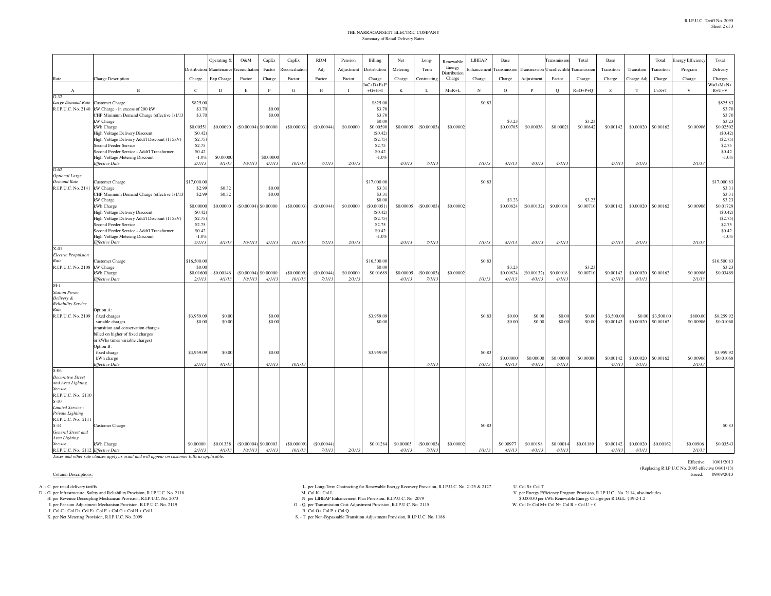# THE NARRAGANSETT ELECTRIC COMPANY

## Summary of Retail Delivery Rates

| Rate | Charge Description | Distribution Charge | Operating & Maintenance Exp Charge | O&M Reconciliation Factor | CapEx Factor Charge | CapEx Reconciliation Factor | RDM Adj Factor | Pension Adjustment Factor | Billing Distribution Charge | Net Metering Charge | Long-Term Contracting | Renewable Energy Distribution Charge | LIHEAP Enhancement Charge | Base Transmission Charge | Transmission Adjustment | Transmission Uncollectible Factor | Total Transmission Charge | Base Transition Charge | Transition Charge Adj | Total Transition Charge | Energy Efficiency Program Charge | Total Delivery Charges |
|---|---|---|---|---|---|---|---|---|---|---|---|---|---|---|---|---|---|---|---|---|---|---|
| | | | | | | | | | J=C+D+E+F+G+H+I | | | | | | | | | | | | | W=J+M+N+R+U+V |
| A | B | C | D | E | F | G | H | I | | K | L | M=K+L | N | O | P | Q | R=O+P+Q | S | T | U=S+T | V | |
| G-32 | | | | | | | | | | | | | | | | | | | | | | |
| *Large Demand Rate* | Customer Charge | $825.00 | | | | | | | $825.00 | | | | $0.83 | | | | | | | | | $825.83 |
| R.I.P.U.C. No. 2140 | kW Charge - in excess of 200 kW | $3.70 | | | $0.00 | | | | $3.70 | | | | | | | | | | | | | $3.70 |
| | CHP Minimum Demand Charge (effective 1/1/13 | $3.70 | | | $0.00 | | | | $3.70 | | | | | | | | | | | | | $3.70 |
| | kW Charge | | | | | | | | $0.00 | | | | | $3.23 | | | $3.23 | | | | | $3.23 |
| | kWh Charge | $0.00551 | $0.00090 | ($0.00004) | $0.00000 | ($0.00003) | ($0.00044) | $0.00000 | $0.00590 | $0.00005 | ($0.00003) | $0.00002 | | $0.00785 | $0.00036 | $0.00021 | $0.00842 | $0.00142 | $0.00020 | $0.00162 | $0.00906 | $0.02502 |
| | High Voltage Delivery Discount | ($0.42) | | | | | | | ($0.42) | | | | | | | | | | | | | ($0.42) |
| | High Voltage Delivery Addt'l Discount (115kV) | ($2.75) | | | | | | | ($2.75) | | | | | | | | | | | | | ($2.75) |
| | Second Feeder Service | $2.75 | | | | | | | $2.75 | | | | | | | | | | | | | $2.75 |
| | Second Feeder Service - Addt'l Transformer | $0.42 | | | | | | | $0.42 | | | | | | | | | | | | | $0.42 |
| | High Voltage Metering Discount | -1.0% | $0.00000 | | $0.00000 | | | | -1.0% | | | | | | | | | | | | | -1.0% |
| | *Effective Date* | *2/1/13* | *4/1/13* | *10/1/13* | *4/1/13* | *10/1/13* | *7/1/13* | *2/1/13* | | *4/1/13* | *7/1/13* | | *1/1/13* | *4/1/13* | *4/1/13* | *4/1/13* | | *4/1/13* | *4/1/13* | | *2/1/13* | |
| G-62 | | | | | | | | | | | | | | | | | | | | | | |
| *Optional Large Demand Rate* | Customer Charge | $17,000.00 | | | | | | | $17,000.00 | | | | $0.83 | | | | | | | | | $17,000.83 |
| R.I.P.U.C. No. 2141 | kW Charge | $2.99 | $0.32 | | $0.00 | | | | $3.31 | | | | | | | | | | | | | $3.31 |
| | CHP Minimum Demand Charge (effective 1/1/13 | $2.99 | $0.32 | | $0.00 | | | | $3.31 | | | | | | | | | | | | | $3.31 |
| | kW Charge | | | | | | | | $0.00 | | | | | $3.23 | | | $3.23 | | | | | $3.23 |
| | kWh Charge | $0.00000 | $0.00000 | ($0.00004) | $0.00000 | ($0.00003) | ($0.00044) | $0.00000 | ($0.00051) | $0.00005 | ($0.00003) | $0.00002 | | $0.00824 | ($0.00132) | $0.00018 | $0.00710 | $0.00142 | $0.00020 | $0.00162 | $0.00906 | $0.01729 |
| | High Voltage Delivery Discount | ($0.42) | | | | | | | ($0.42) | | | | | | | | | | | | | ($0.42) |
| | High Voltage Delivery Addt'l Discount (115kV) | ($2.75) | | | | | | | ($2.75) | | | | | | | | | | | | | ($2.75) |
| | Second Feeder Service | $2.75 | | | | | | | $2.75 | | | | | | | | | | | | | $2.75 |
| | Second Feeder Service - Addt'l Transformer | $0.42 | | | | | | | $0.42 | | | | | | | | | | | | | $0.42 |
| | High Voltage Metering Discount | -1.0% | | | | | | | -1.0% | | | | | | | | | | | | | -1.0% |
| | *Effective Date* | *2/1/13* | *4/1/13* | *10/1/13* | *4/1/13* | *10/1/13* | *7/1/13* | *2/1/13* | | *4/1/13* | *7/1/13* | | *1/1/13* | *4/1/13* | *4/1/13* | *4/1/13* | | *4/1/13* | *4/1/13* | | *2/1/13* | |
| X-01 | | | | | | | | | | | | | | | | | | | | | | |
| *Electric Propulsion Rate* | Customer Charge | $16,500.00 | | | | | | | $16,500.00 | | | | $0.83 | | | | | | | | | $16,500.83 |
| R.I.P.U.C. No. 2108 | kW Charge | $0.00 | | | | | | | $0.00 | | | | | $3.23 | | | $3.23 | | | | | $3.23 |
| | kWh Charge | $0.01600 | $0.00146 | ($0.00004) | $0.00000 | ($0.00009) | ($0.00044) | $0.00000 | $0.01689 | $0.00005 | ($0.00003) | $0.00002 | | $0.00824 | ($0.00132) | $0.00018 | $0.00710 | $0.00142 | $0.00020 | $0.00162 | $0.00906 | $0.03469 |
| | *Effective Date* | *2/1/13* | *4/1/13* | *10/1/13* | *4/1/13* | *10/1/13* | *7/1/13* | *2/1/13* | | *4/1/13* | *7/1/13* | | *1/1/13* | *4/1/13* | *4/1/13* | *4/1/13* | | *4/1/13* | *4/1/13* | | *2/1/13* | |
| M-1 | | | | | | | | | | | | | | | | | | | | | | |
| *Station Power Delivery & Reliability Service Rate* | Option A: | | | | | | | | | | | | | | | | | | | | | |
| R.I.P.U.C. No. 2109 | fixed charges | $3,959.09 | $0.00 | | $0.00 | | | | $3,959.09 | | | | $0.83 | $0.00 | $0.00 | $0.00 | $0.00 | $3,500.00 | $0.00 | $3,500.00 | $800.00 | $8,259.92 |
| | variable charges | $0.00 | $0.00 | | $0.00 | | | | $0.00 | | | | | $0.00 | $0.00 | $0.00 | $0.00 | $0.00142 | $0.00020 | $0.00162 | $0.00906 | $0.01068 |
| | (transition and conservation charges billed on higher of fixed charges or kWhs times variable charges) | | | | | | | | | | | | | | | | | | | | | |
| | Option B: | | | | | | | | | | | | | | | | | | | | | |
| | fixed charge | $3,959.09 | $0.00 | | $0.00 | | | | $3,959.09 | | | | $0.83 | | | | | | | | | $3,959.92 |
| | kWh charge | | | | | | | | | | | | | $0.00000 | $0.00000 | $0.00000 | $0.00000 | $0.00142 | $0.00020 | $0.00162 | $0.00906 | $0.01068 |
| | *Effective Date* | *2/1/13* | *4/1/13* | | *4/1/13* | *10/1/13* | | | | | *7/1/13* | | *1/1/13* | *4/1/13* | *4/1/13* | *4/1/13* | | *4/1/13* | *4/1/13* | | *2/1/13* | |
| S-06 | | | | | | | | | | | | | | | | | | | | | | |
| *Decorative Street and Area Lighting Service* | | | | | | | | | | | | | | | | | | | | | | |
| R.I.P.U.C. No. 2110 | | | | | | | | | | | | | | | | | | | | | | |
| S-10 | | | | | | | | | | | | | | | | | | | | | | |
| *Limited Service - Private Lighting* | | | | | | | | | | | | | | | | | | | | | | |
| R.I.P.U.C. No. 2111 | | | | | | | | | | | | | | | | | | | | | | |
| S-14 | Customer Charge | | | | | | | | | | | | $0.83 | | | | | | | | | $0.83 |
| *General Street and Area Lighting Service* | kWh Charge | $0.00000 | $0.01338 | ($0.00004) | $0.00003 | ($0.00009) | ($0.00044) | | $0.01284 | $0.00005 | ($0.00003) | $0.00002 | | $0.00977 | $0.00198 | $0.00014 | $0.01189 | $0.00142 | $0.00020 | $0.00162 | $0.00906 | $0.03543 |
| R.I.P.U.C. No. 2112 | *Effective Date* | *2/1/13* | *4/1/13* | *10/1/13* | *4/1/13* | *10/1/13* | *7/1/13* | *2/1/13* | | *4/1/13* | *7/1/13* | | *1/1/13* | *4/1/13* | *4/1/13* | *4/1/13* | | *4/1/13* | *4/1/13* | | *2/1/13* | |

*Taxes and other rate clauses apply as usual and will appear on customer bills as applicable.*

Effective: 10/01/2013
(Replacing R.I.P.U.C No. 2095 effective 04/01/13)
Issued: 09/09/2013

Column Descriptions:

A. - C. per retail delivery tariffs
D. - G. per Infrastructure, Safety and Reliability Provision, R.I.P.U.C. No. 2118
H. per Revenue Decoupling Mechanism Provision, R.I.P.U.C. No. 2073
I. per Pension Adjustment Mechanism Provision, R.I.P.U.C. No. 2119
J. Col C+ Col D+ Col E+ Col F + Col G + Col H + Col I
K. per Net Metering Provision, R.I.P.U.C. No. 2099
L. per Long-Term Contracting for Renewable Energy Recovery Provision, R.I.P.U.C. No. 2125 & 2127
M. Col K+ Col L
N. per LIHEAP Enhancement Plan Provision, R.I.P.U.C. No. 2079
O. - Q. per Transmission Cost Adjustment Provision, R.I.P.U.C. No. 2115
R. Col O+ Col P + Col Q
S. - T. per Non-Bypassable Transition Adjustment Provision, R.I.P.U.C. No. 1188
U. Col S+ Col T
V. per Energy Efficiency Program Provision, R.I.P.U.C. No. 2114, also includes $0.00030 per kWh Renewable Energy Charge per R.I.G.L. §39-2-1.2
W. Col J+ Col M+ Col N+ Col R + Col U + C